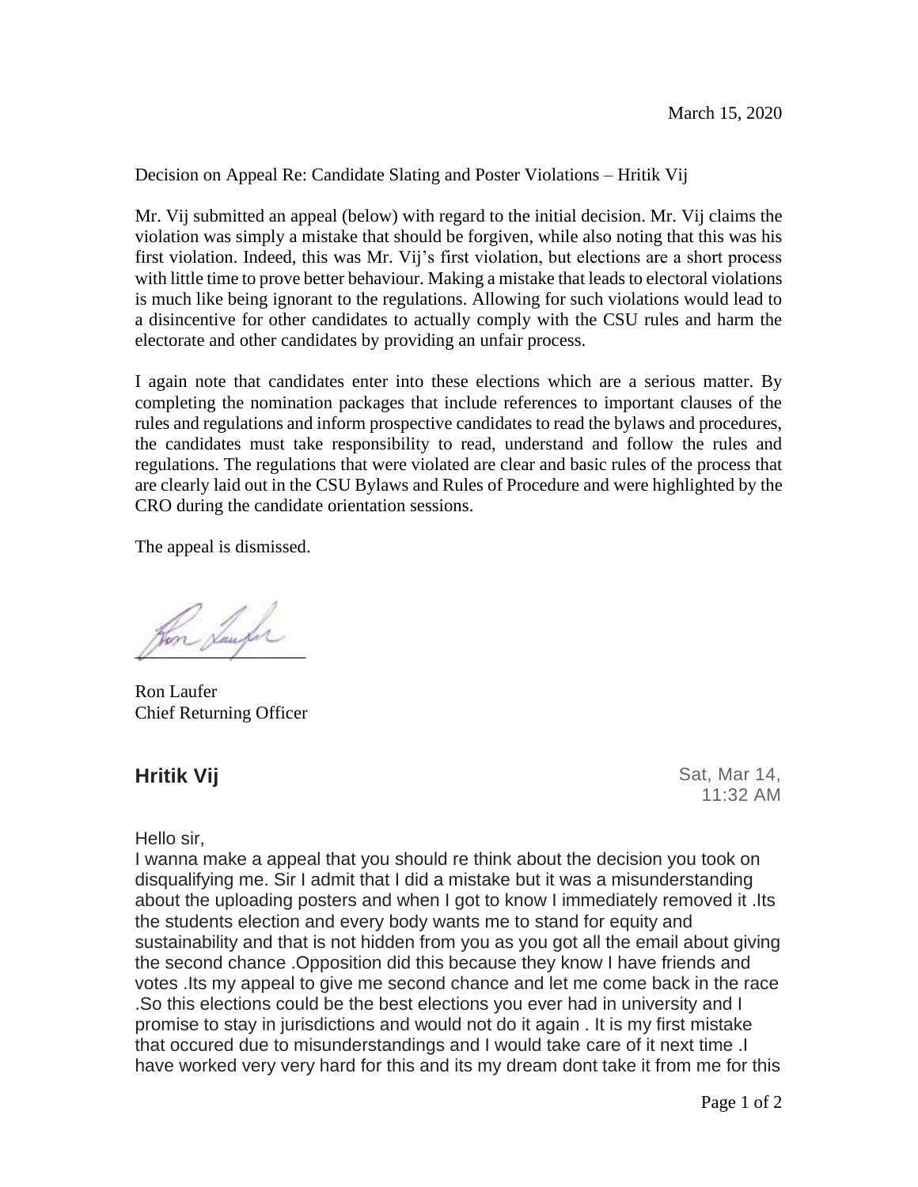March 15, 2020

Decision on Appeal Re: Candidate Slating and Poster Violations – Hritik Vij

Mr. Vij submitted an appeal (below) with regard to the initial decision. Mr. Vij claims the violation was simply a mistake that should be forgiven, while also noting that this was his first violation. Indeed, this was Mr. Vij's first violation, but elections are a short process with little time to prove better behaviour. Making a mistake that leads to electoral violations is much like being ignorant to the regulations. Allowing for such violations would lead to a disincentive for other candidates to actually comply with the CSU rules and harm the electorate and other candidates by providing an unfair process.

I again note that candidates enter into these elections which are a serious matter. By completing the nomination packages that include references to important clauses of the rules and regulations and inform prospective candidates to read the bylaws and procedures, the candidates must take responsibility to read, understand and follow the rules and regulations. The regulations that were violated are clear and basic rules of the process that are clearly laid out in the CSU Bylaws and Rules of Procedure and were highlighted by the CRO during the candidate orientation sessions.

The appeal is dismissed.

Ron Laufer
Chief Returning Officer

**Hritik Vij** Sat, Mar 14, 11:32 AM

Hello sir,
I wanna make a appeal that you should re think about the decision you took on disqualifying me. Sir I admit that I did a mistake but it was a misunderstanding about the uploading posters and when I got to know I immediately removed it .Its the students election and every body wants me to stand for equity and sustainability and that is not hidden from you as you got all the email about giving the second chance .Opposition did this because they know I have friends and votes .Its my appeal to give me second chance and let me come back in the race .So this elections could be the best elections you ever had in university and I promise to stay in jurisdictions and would not do it again . It is my first mistake that occured due to misunderstandings and I would take care of it next time .I have worked very very hard for this and its my dream dont take it from me for this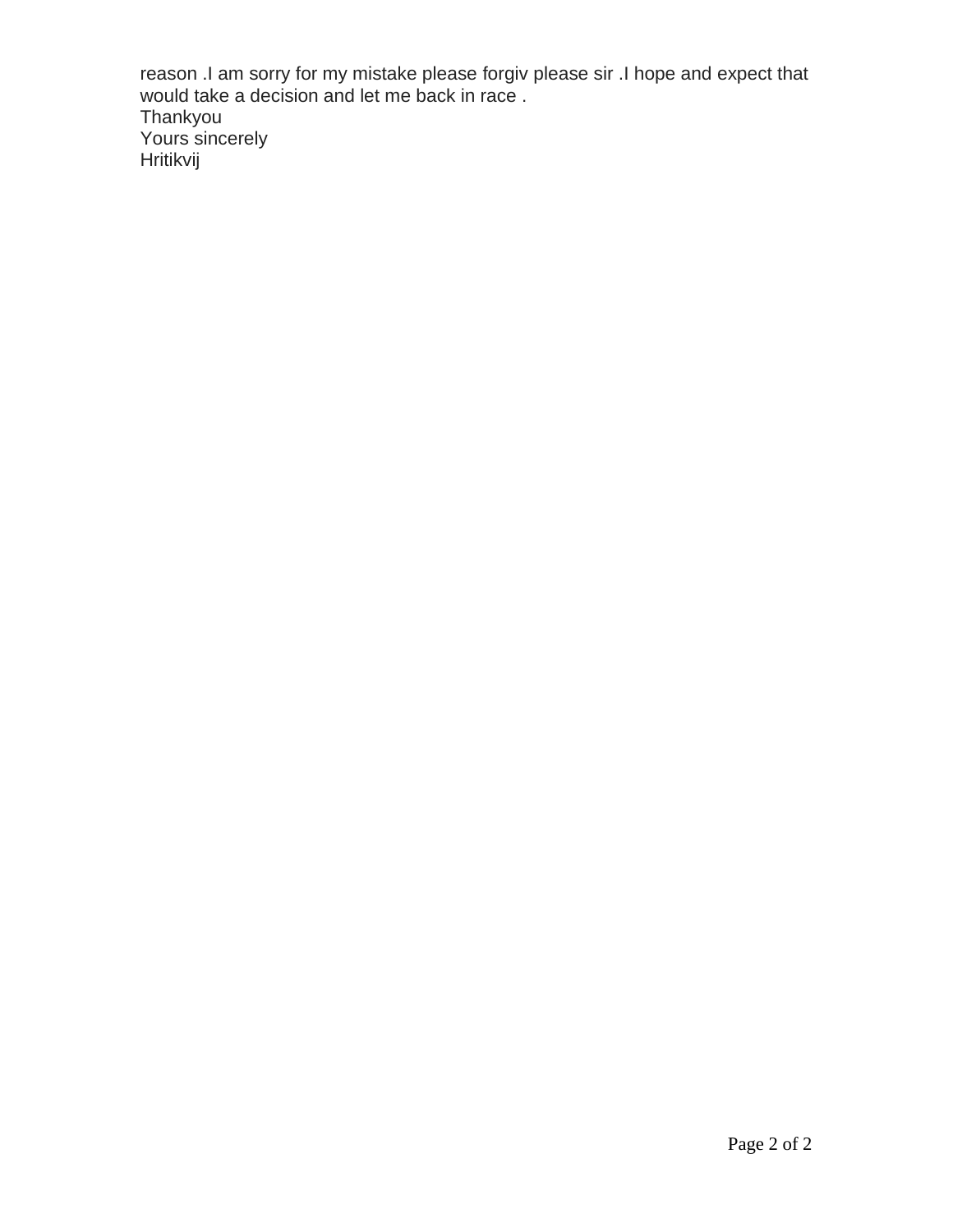reason .I am sorry for my mistake please forgiv please sir .I hope and expect that would take a decision and let me back in race .

Thankyou

Yours sincerely

Hritikvij